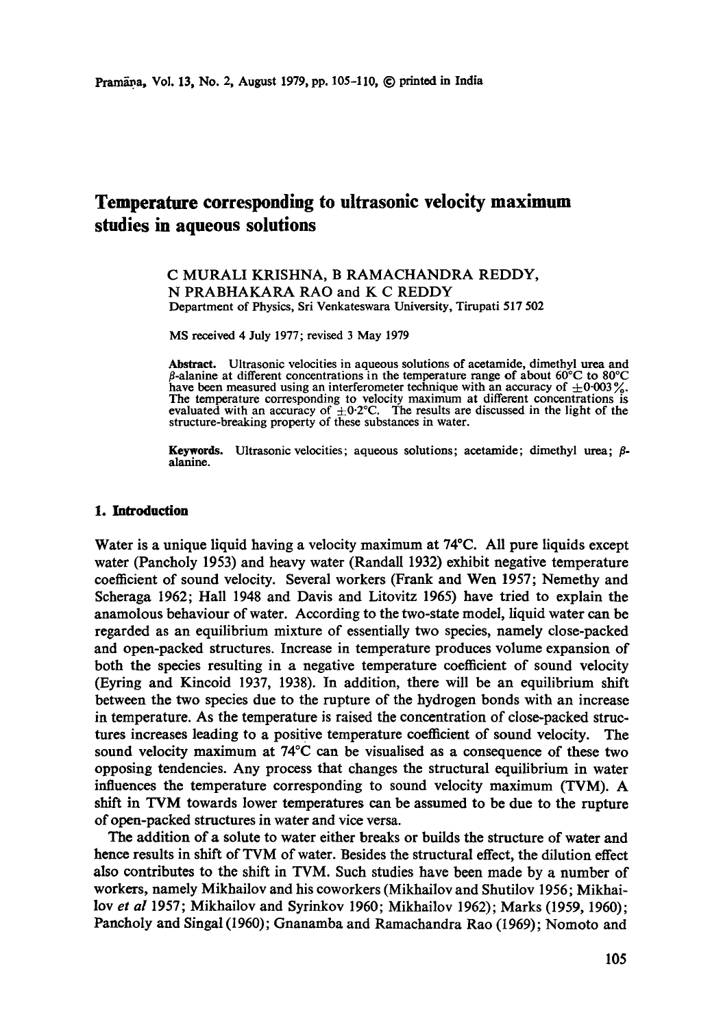# Temperature corresponding to ultrasonic velocity maximum studies in aqueous solutions

C MURALI KRISHNA, B RAMACHANDRA REDDY, N PRABHAKARA RAO and K C REDDY

Department of Physics, Sri Venkateswara University, Tirupati 517 502

MS received 4 July 1977; revised 3 May 1979

**Abstract.** Ultrasonic velocities in aqueous solutions of acetamide, dimethyl urea and $\beta$-alanine at different concentrations in the temperature range of about 60°C to 80°C have been measured using an interferometer technique with an accuracy of $\pm 0{\cdot}003\,\%$. The temperature corresponding to velocity maximum at different concentrations is evaluated with an accuracy of $\pm 0{\cdot}2$°C. The results are discussed in the light of the structure-breaking property of these substances in water.

**Keywords.** Ultrasonic velocities; aqueous solutions; acetamide; dimethyl urea; $\beta$-alanine.

## 1. Introduction

Water is a unique liquid having a velocity maximum at 74°C. All pure liquids except water (Pancholy 1953) and heavy water (Randall 1932) exhibit negative temperature coefficient of sound velocity. Several workers (Frank and Wen 1957; Nemethy and Scheraga 1962; Hall 1948 and Davis and Litovitz 1965) have tried to explain the anamolous behaviour of water. According to the two-state model, liquid water can be regarded as an equilibrium mixture of essentially two species, namely close-packed and open-packed structures. Increase in temperature produces volume expansion of both the species resulting in a negative temperature coefficient of sound velocity (Eyring and Kincoid 1937, 1938). In addition, there will be an equilibrium shift between the two species due to the rupture of the hydrogen bonds with an increase in temperature. As the temperature is raised the concentration of close-packed structures increases leading to a positive temperature coefficient of sound velocity. The sound velocity maximum at 74°C can be visualised as a consequence of these two opposing tendencies. Any process that changes the structural equilibrium in water influences the temperature corresponding to sound velocity maximum (TVM). A shift in TVM towards lower temperatures can be assumed to be due to the rupture of open-packed structures in water and vice versa.

The addition of a solute to water either breaks or builds the structure of water and hence results in shift of TVM of water. Besides the structural effect, the dilution effect also contributes to the shift in TVM. Such studies have been made by a number of workers, namely Mikhailov and his coworkers (Mikhailov and Shutilov 1956; Mikhailov *et al* 1957; Mikhailov and Syrinkov 1960; Mikhailov 1962); Marks (1959, 1960); Pancholy and Singal (1960); Gnanamba and Ramachandra Rao (1969); Nomoto and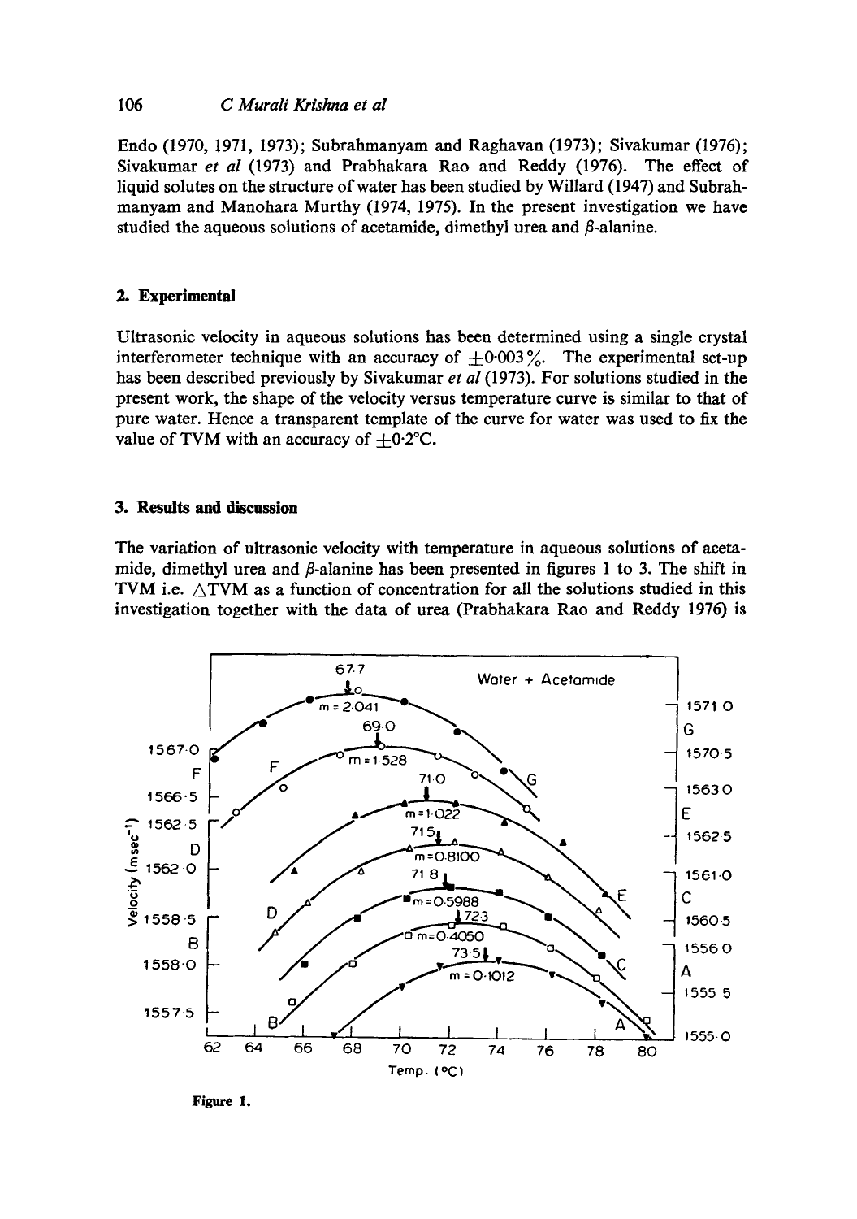Endo (1970, 1971, 1973); Subrahmanyam and Raghavan (1973); Sivakumar (1976); Sivakumar *et al* (1973) and Prabhakara Rao and Reddy (1976). The effect of liquid solutes on the structure of water has been studied by Willard (1947) and Subrahmanyam and Manohara Murthy (1974, 1975). In the present investigation we have studied the aqueous solutions of acetamide, dimethyl urea and $\beta$-alanine.

## 2. Experimental

Ultrasonic velocity in aqueous solutions has been determined using a single crystal interferometer technique with an accuracy of $\pm 0{\cdot}003\,\%$. The experimental set-up has been described previously by Sivakumar *et al* (1973). For solutions studied in the present work, the shape of the velocity versus temperature curve is similar to that of pure water. Hence a transparent template of the curve for water was used to fix the value of TVM with an accuracy of $\pm 0{\cdot}2°C$.

## 3. Results and discussion

The variation of ultrasonic velocity with temperature in aqueous solutions of acetamide, dimethyl urea and $\beta$-alanine has been presented in figures 1 to 3. The shift in TVM i.e. $\triangle$TVM as a function of concentration for all the solutions studied in this investigation together with the data of urea (Prabhakara Rao and Reddy 1976) is

**Figure 1.**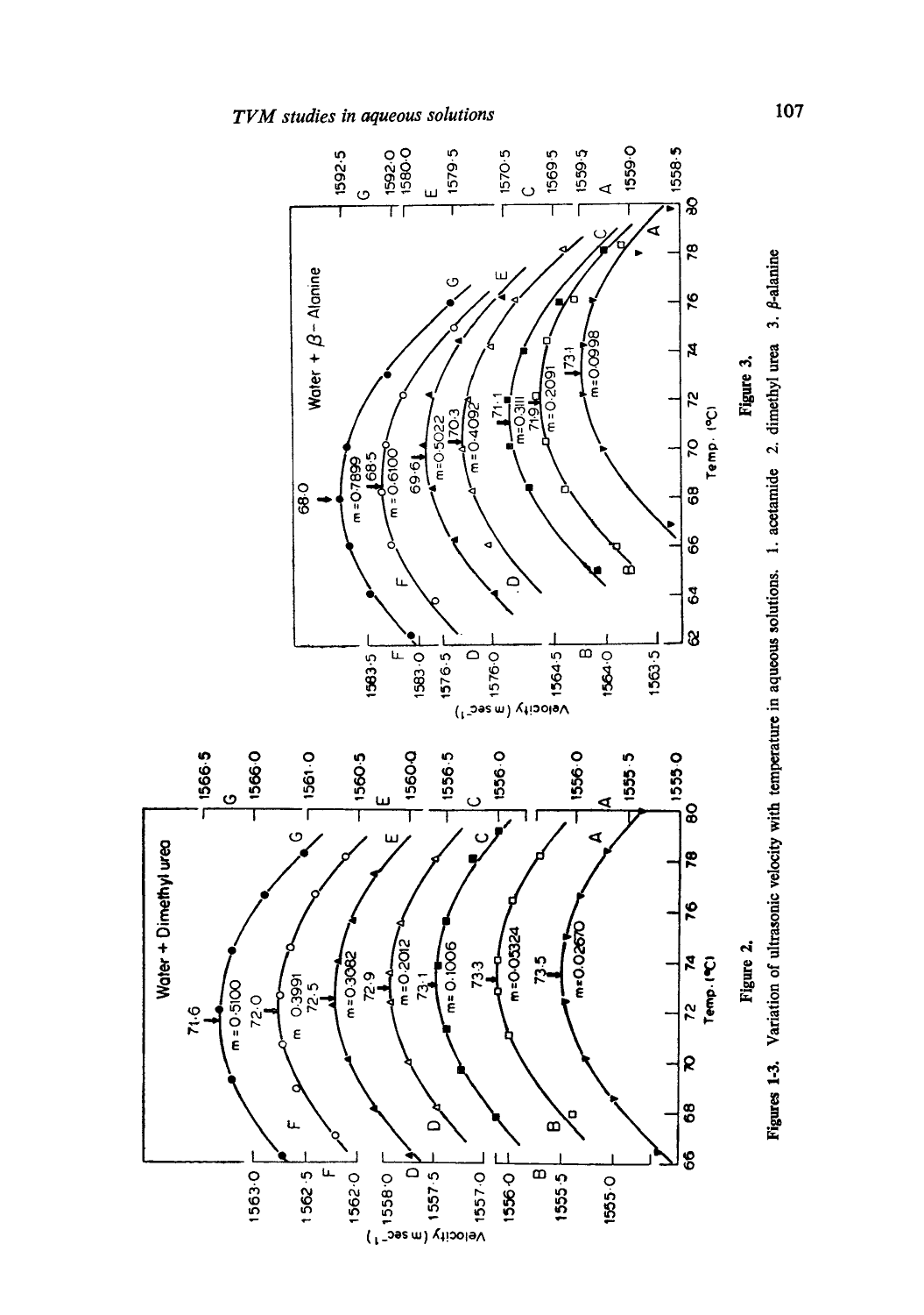Figure 2.

Figure 3.

**Figures 1-3.** Variation of ultrasonic velocity with temperature in aqueous solutions. 1. acetamide 2. dimethyl urea 3. β-alanine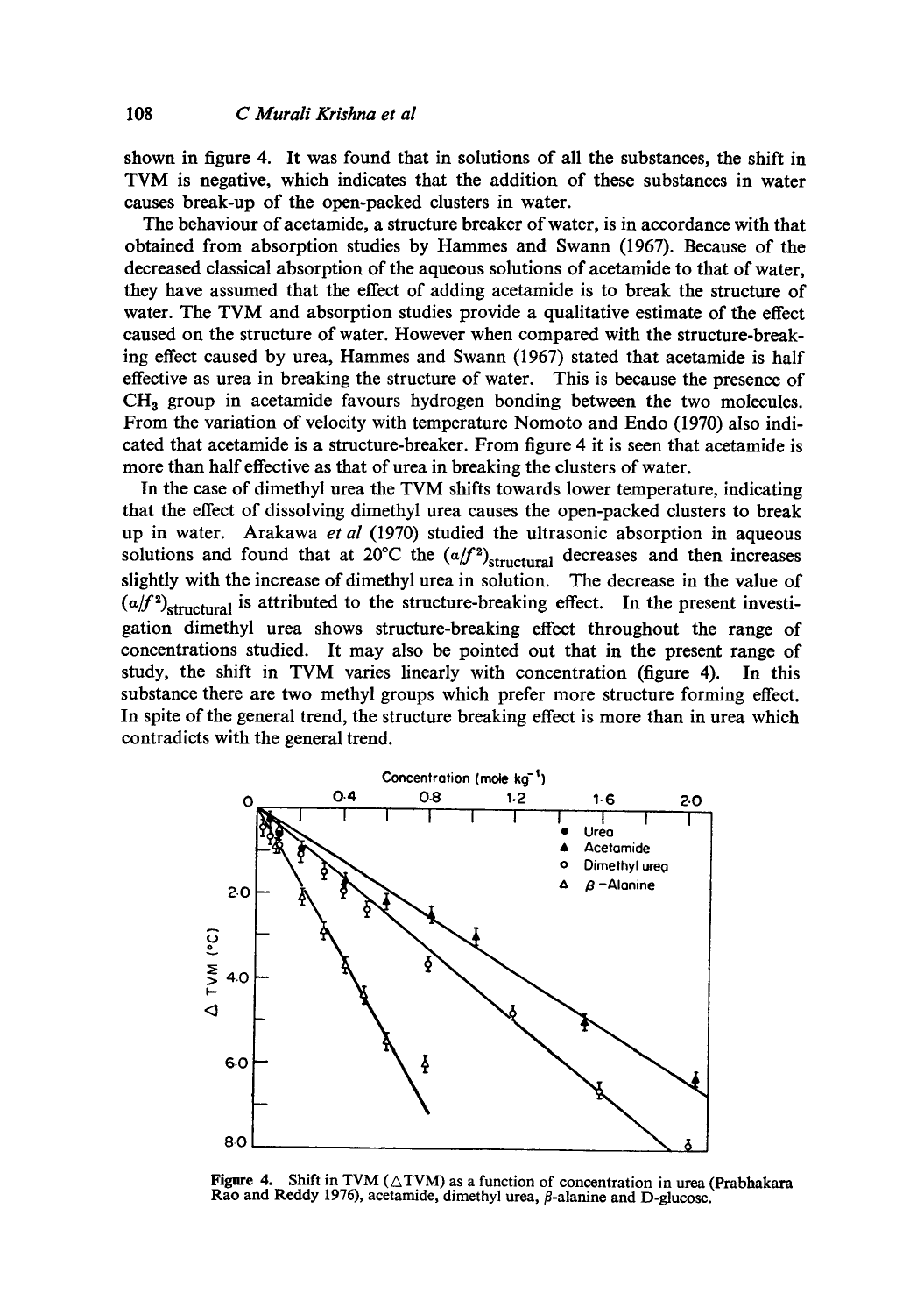shown in figure 4. It was found that in solutions of all the substances, the shift in TVM is negative, which indicates that the addition of these substances in water causes break-up of the open-packed clusters in water.

The behaviour of acetamide, a structure breaker of water, is in accordance with that obtained from absorption studies by Hammes and Swann (1967). Because of the decreased classical absorption of the aqueous solutions of acetamide to that of water, they have assumed that the effect of adding acetamide is to break the structure of water. The TVM and absorption studies provide a qualitative estimate of the effect caused on the structure of water. However when compared with the structure-breaking effect caused by urea, Hammes and Swann (1967) stated that acetamide is half effective as urea in breaking the structure of water. This is because the presence of $CH_3$ group in acetamide favours hydrogen bonding between the two molecules. From the variation of velocity with temperature Nomoto and Endo (1970) also indicated that acetamide is a structure-breaker. From figure 4 it is seen that acetamide is more than half effective as that of urea in breaking the clusters of water.

In the case of dimethyl urea the TVM shifts towards lower temperature, indicating that the effect of dissolving dimethyl urea causes the open-packed clusters to break up in water. Arakawa *et al* (1970) studied the ultrasonic absorption in aqueous solutions and found that at 20°C the $(\alpha/f^2)_{\text{structural}}$ decreases and then increases slightly with the increase of dimethyl urea in solution. The decrease in the value of $(\alpha/f^2)_{\text{structural}}$ is attributed to the structure-breaking effect. In the present investigation dimethyl urea shows structure-breaking effect throughout the range of concentrations studied. It may also be pointed out that in the present range of study, the shift in TVM varies linearly with concentration (figure 4). In this substance there are two methyl groups which prefer more structure forming effect. In spite of the general trend, the structure breaking effect is more than in urea which contradicts with the general trend.

**Figure 4.** Shift in TVM ($\Delta$TVM) as a function of concentration in urea (Prabhakara Rao and Reddy 1976), acetamide, dimethyl urea, $\beta$-alanine and D-glucose.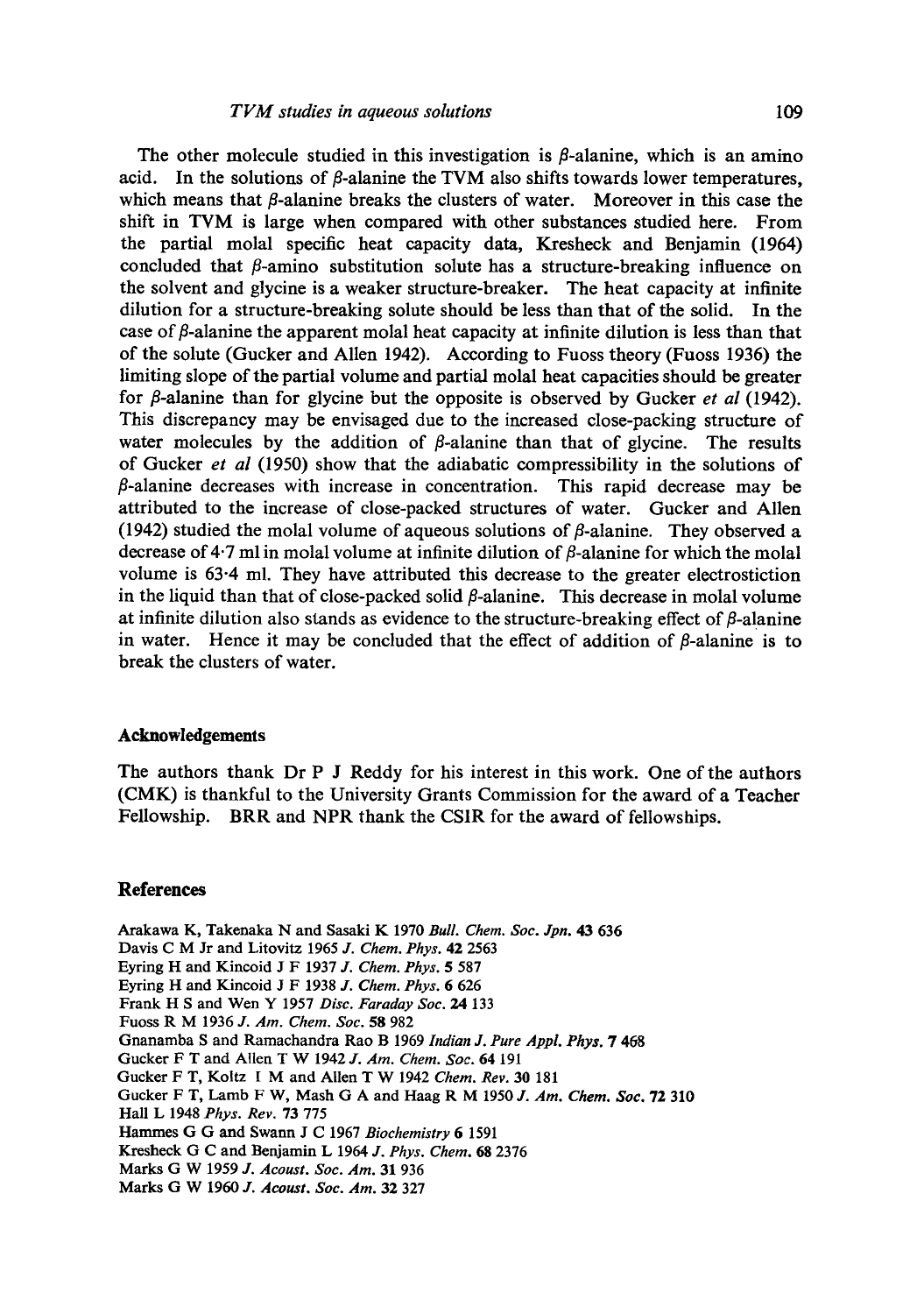The other molecule studied in this investigation is $\beta$-alanine, which is an amino acid. In the solutions of $\beta$-alanine the TVM also shifts towards lower temperatures, which means that $\beta$-alanine breaks the clusters of water. Moreover in this case the shift in TVM is large when compared with other substances studied here. From the partial molal specific heat capacity data, Kresheck and Benjamin (1964) concluded that $\beta$-amino substitution solute has a structure-breaking influence on the solvent and glycine is a weaker structure-breaker. The heat capacity at infinite dilution for a structure-breaking solute should be less than that of the solid. In the case of $\beta$-alanine the apparent molal heat capacity at infinite dilution is less than that of the solute (Gucker and Allen 1942). According to Fuoss theory (Fuoss 1936) the limiting slope of the partial volume and partial molal heat capacities should be greater for $\beta$-alanine than for glycine but the opposite is observed by Gucker *et al* (1942). This discrepancy may be envisaged due to the increased close-packing structure of water molecules by the addition of $\beta$-alanine than that of glycine. The results of Gucker *et al* (1950) show that the adiabatic compressibility in the solutions of $\beta$-alanine decreases with increase in concentration. This rapid decrease may be attributed to the increase of close-packed structures of water. Gucker and Allen (1942) studied the molal volume of aqueous solutions of $\beta$-alanine. They observed a decrease of 4·7 ml in molal volume at infinite dilution of $\beta$-alanine for which the molal volume is 63·4 ml. They have attributed this decrease to the greater electrostiction in the liquid than that of close-packed solid $\beta$-alanine. This decrease in molal volume at infinite dilution also stands as evidence to the structure-breaking effect of $\beta$-alanine in water. Hence it may be concluded that the effect of addition of $\beta$-alanine is to break the clusters of water.

## Acknowledgements

The authors thank Dr P J Reddy for his interest in this work. One of the authors (CMK) is thankful to the University Grants Commission for the award of a Teacher Fellowship. BRR and NPR thank the CSIR for the award of fellowships.

## References

Arakawa K, Takenaka N and Sasaki K 1970 *Bull. Chem. Soc. Jpn.* **43** 636
Davis C M Jr and Litovitz 1965 *J. Chem. Phys.* **42** 2563
Eyring H and Kincoid J F 1937 *J. Chem. Phys.* **5** 587
Eyring H and Kincoid J F 1938 *J. Chem. Phys.* **6** 626
Frank H S and Wen Y 1957 *Disc. Faraday Soc.* **24** 133
Fuoss R M 1936 *J. Am. Chem. Soc.* **58** 982
Gnanamba S and Ramachandra Rao B 1969 *Indian J. Pure Appl. Phys.* **7** 468
Gucker F T and Allen T W 1942 *J. Am. Chem. Soc.* **64** 191
Gucker F T, Koltz I M and Allen T W 1942 *Chem. Rev.* **30** 181
Gucker F T, Lamb F W, Mash G A and Haag R M 1950 *J. Am. Chem. Soc.* **72** 310
Hall L 1948 *Phys. Rev.* **73** 775
Hammes G G and Swann J C 1967 *Biochemistry* **6** 1591
Kresheck G C and Benjamin L 1964 *J. Phys. Chem.* **68** 2376
Marks G W 1959 *J. Acoust. Soc. Am.* **31** 936
Marks G W 1960 *J. Acoust. Soc. Am.* **32** 327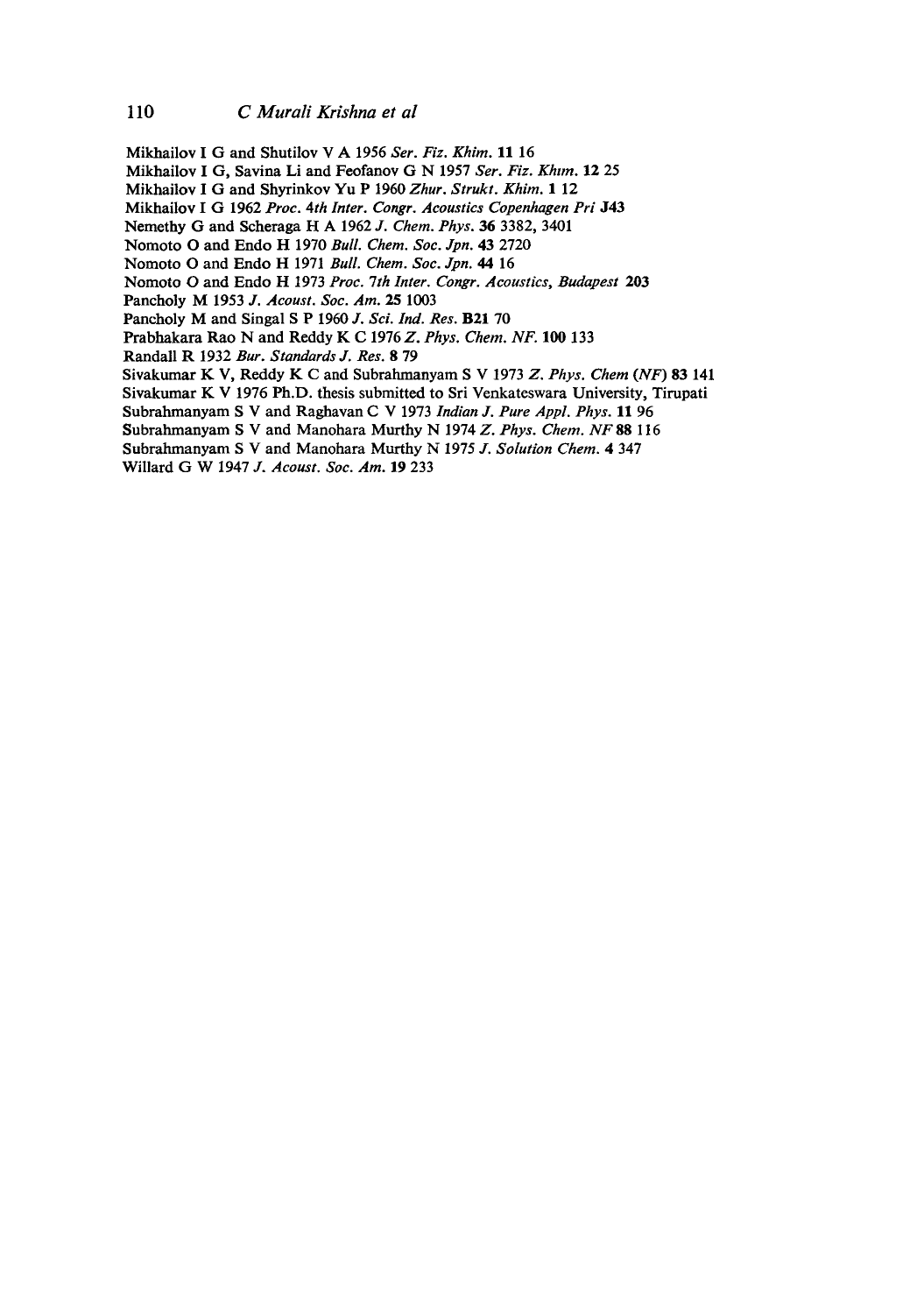Mikhailov I G and Shutilov V A 1956 *Ser. Fiz. Khim.* **11** 16
Mikhailov I G, Savina Li and Feofanov G N 1957 *Ser. Fiz. Khım.* **12** 25
Mikhailov I G and Shyrinkov Yu P 1960 *Zhur. Strukt. Khim.* **1** 12
Mikhailov I G 1962 *Proc. 4th Inter. Congr. Acoustics Copenhagen Pri* **J43**
Nemethy G and Scheraga H A 1962 *J. Chem. Phys.* **36** 3382, 3401
Nomoto O and Endo H 1970 *Bull. Chem. Soc. Jpn.* **43** 2720
Nomoto O and Endo H 1971 *Bull. Chem. Soc. Jpn.* **44** 16
Nomoto O and Endo H 1973 *Proc. 7th Inter. Congr. Acoustics, Budapest* **203**
Pancholy M 1953 *J. Acoust. Soc. Am.* **25** 1003
Pancholy M and Singal S P 1960 *J. Sci. Ind. Res.* **B21** 70
Prabhakara Rao N and Reddy K C 1976 *Z. Phys. Chem. NF.* **100** 133
Randall R 1932 *Bur. Standards J. Res.* **8** 79
Sivakumar K V, Reddy K C and Subrahmanyam S V 1973 *Z. Phys. Chem (NF)* **83** 141
Sivakumar K V 1976 Ph.D. thesis submitted to Sri Venkateswara University, Tirupati
Subrahmanyam S V and Raghavan C V 1973 *Indian J. Pure Appl. Phys.* **11** 96
Subrahmanyam S V and Manohara Murthy N 1974 *Z. Phys. Chem. NF* **88** 116
Subrahmanyam S V and Manohara Murthy N 1975 *J. Solution Chem.* **4** 347
Willard G W 1947 *J. Acoust. Soc. Am.* **19** 233